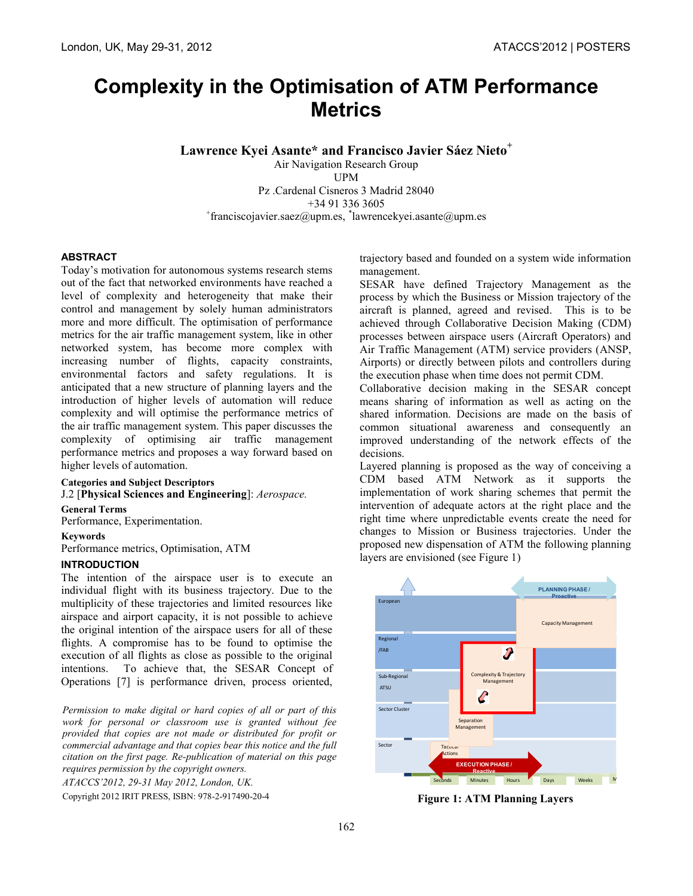# Complexity in the Optimisation of ATM Performance Metrics

**Lawrence Kyei Asante\* and Francisco Javier Sáez Nieto[+]**

Air Navigation Research Group
UPM
Pz .Cardenal Cisneros 3 Madrid 28040
+34 91 336 3605
[+]franciscojavier.saez@upm.es, [*]lawrencekyei.asante@upm.es

## ABSTRACT

Today's motivation for autonomous systems research stems out of the fact that networked environments have reached a level of complexity and heterogeneity that make their control and management by solely human administrators more and more difficult. The optimisation of performance metrics for the air traffic management system, like in other networked system, has become more complex with increasing number of flights, capacity constraints, environmental factors and safety regulations. It is anticipated that a new structure of planning layers and the introduction of higher levels of automation will reduce complexity and will optimise the performance metrics of the air traffic management system. This paper discusses the complexity of optimising air traffic management performance metrics and proposes a way forward based on higher levels of automation.

### Categories and Subject Descriptors

J.2 [**Physical Sciences and Engineering**]: *Aerospace.*

### General Terms

Performance, Experimentation.

### Keywords

Performance metrics, Optimisation, ATM

## INTRODUCTION

The intention of the airspace user is to execute an individual flight with its business trajectory. Due to the multiplicity of these trajectories and limited resources like airspace and airport capacity, it is not possible to achieve the original intention of the airspace users for all of these flights. A compromise has to be found to optimise the execution of all flights as close as possible to the original intentions. To achieve that, the SESAR Concept of Operations [7] is performance driven, process oriented, trajectory based and founded on a system wide information management.

SESAR have defined Trajectory Management as the process by which the Business or Mission trajectory of the aircraft is planned, agreed and revised. This is to be achieved through Collaborative Decision Making (CDM) processes between airspace users (Aircraft Operators) and Air Traffic Management (ATM) service providers (ANSP, Airports) or directly between pilots and controllers during the execution phase when time does not permit CDM.

Collaborative decision making in the SESAR concept means sharing of information as well as acting on the shared information. Decisions are made on the basis of common situational awareness and consequently an improved understanding of the network effects of the decisions.

Layered planning is proposed as the way of conceiving a CDM based ATM Network as it supports the implementation of work sharing schemes that permit the intervention of adequate actors at the right place and the right time where unpredictable events create the need for changes to Mission or Business trajectories. Under the proposed new dispensation of ATM the following planning layers are envisioned (see Figure 1)

**Figure 1: ATM Planning Layers**

*Permission to make digital or hard copies of all or part of this work for personal or classroom use is granted without fee provided that copies are not made or distributed for profit or commercial advantage and that copies bear this notice and the full citation on the first page. Re-publication of material on this page requires permission by the copyright owners.*

*ATACCS'2012, 29-31 May 2012, London, UK.*

Copyright 2012 IRIT PRESS, ISBN: 978-2-917490-20-4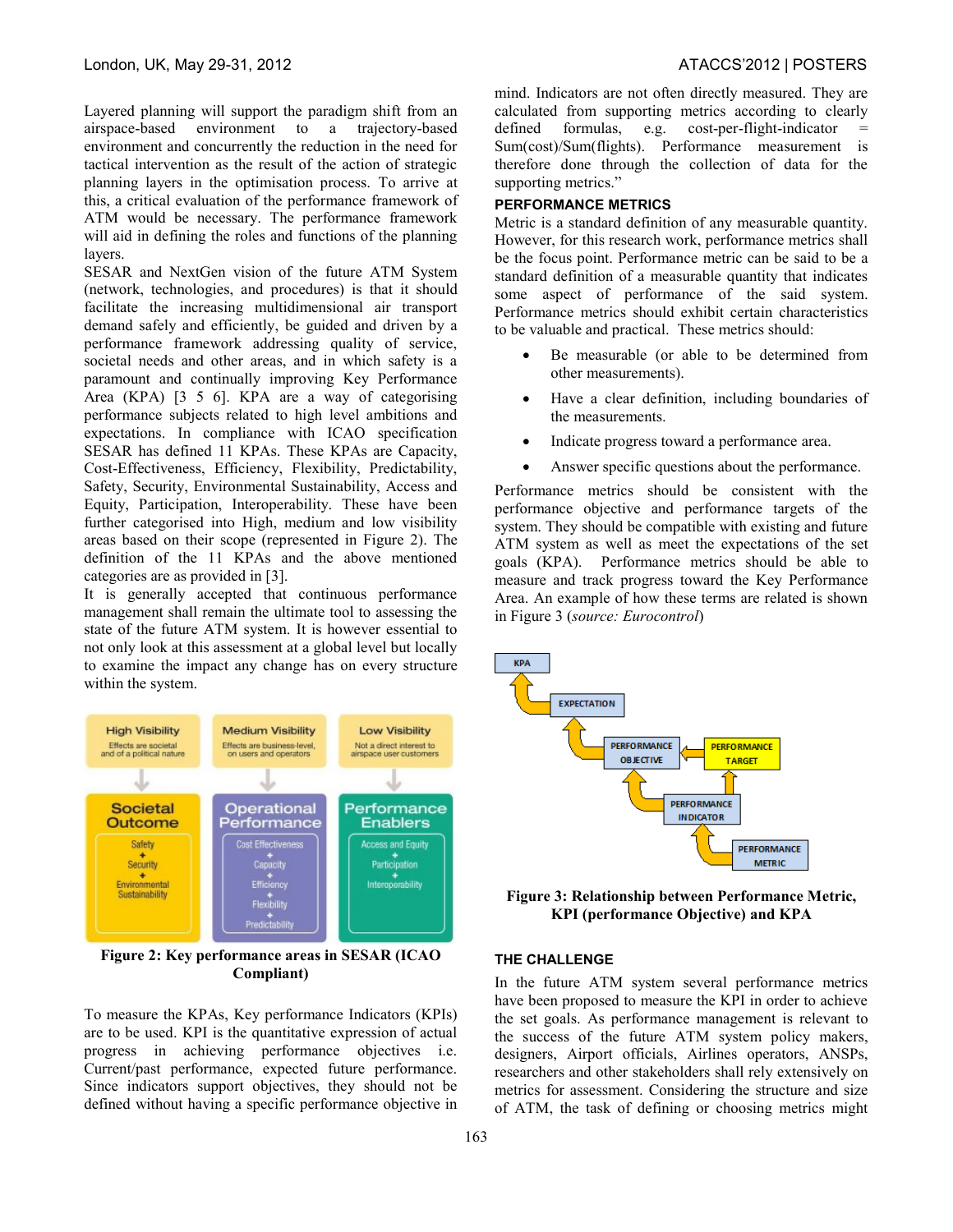Layered planning will support the paradigm shift from an airspace-based environment to a trajectory-based environment and concurrently the reduction in the need for tactical intervention as the result of the action of strategic planning layers in the optimisation process. To arrive at this, a critical evaluation of the performance framework of ATM would be necessary. The performance framework will aid in defining the roles and functions of the planning layers.

SESAR and NextGen vision of the future ATM System (network, technologies, and procedures) is that it should facilitate the increasing multidimensional air transport demand safely and efficiently, be guided and driven by a performance framework addressing quality of service, societal needs and other areas, and in which safety is a paramount and continually improving Key Performance Area (KPA) [3 5 6]. KPA are a way of categorising performance subjects related to high level ambitions and expectations. In compliance with ICAO specification SESAR has defined 11 KPAs. These KPAs are Capacity, Cost-Effectiveness, Efficiency, Flexibility, Predictability, Safety, Security, Environmental Sustainability, Access and Equity, Participation, Interoperability. These have been further categorised into High, medium and low visibility areas based on their scope (represented in Figure 2). The definition of the 11 KPAs and the above mentioned categories are as provided in [3].

It is generally accepted that continuous performance management shall remain the ultimate tool to assessing the state of the future ATM system. It is however essential to not only look at this assessment at a global level but locally to examine the impact any change has on every structure within the system.

**Figure 2: Key performance areas in SESAR (ICAO Compliant)**

To measure the KPAs, Key performance Indicators (KPIs) are to be used. KPI is the quantitative expression of actual progress in achieving performance objectives i.e. Current/past performance, expected future performance. Since indicators support objectives, they should not be defined without having a specific performance objective in mind. Indicators are not often directly measured. They are calculated from supporting metrics according to clearly defined formulas, e.g. cost-per-flight-indicator = Sum(cost)/Sum(flights). Performance measurement is therefore done through the collection of data for the supporting metrics."

## PERFORMANCE METRICS

Metric is a standard definition of any measurable quantity. However, for this research work, performance metrics shall be the focus point. Performance metric can be said to be a standard definition of a measurable quantity that indicates some aspect of performance of the said system. Performance metrics should exhibit certain characteristics to be valuable and practical. These metrics should:

- Be measurable (or able to be determined from other measurements).
- Have a clear definition, including boundaries of the measurements.
- Indicate progress toward a performance area.
- Answer specific questions about the performance.

Performance metrics should be consistent with the performance objective and performance targets of the system. They should be compatible with existing and future ATM system as well as meet the expectations of the set goals (KPA). Performance metrics should be able to measure and track progress toward the Key Performance Area. An example of how these terms are related is shown in Figure 3 (*source: Eurocontrol*)

**Figure 3: Relationship between Performance Metric, KPI (performance Objective) and KPA**

## THE CHALLENGE

In the future ATM system several performance metrics have been proposed to measure the KPI in order to achieve the set goals. As performance management is relevant to the success of the future ATM system policy makers, designers, Airport officials, Airlines operators, ANSPs, researchers and other stakeholders shall rely extensively on metrics for assessment. Considering the structure and size of ATM, the task of defining or choosing metrics might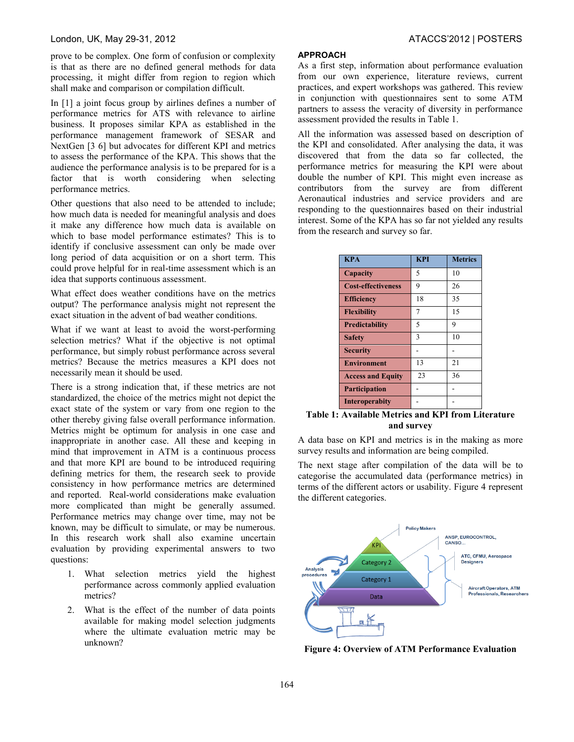prove to be complex. One form of confusion or complexity is that as there are no defined general methods for data processing, it might differ from region to region which shall make and comparison or compilation difficult.

In [1] a joint focus group by airlines defines a number of performance metrics for ATS with relevance to airline business. It proposes similar KPA as established in the performance management framework of SESAR and NextGen [3 6] but advocates for different KPI and metrics to assess the performance of the KPA. This shows that the audience the performance analysis is to be prepared for is a factor that is worth considering when selecting performance metrics.

Other questions that also need to be attended to include; how much data is needed for meaningful analysis and does it make any difference how much data is available on which to base model performance estimates? This is to identify if conclusive assessment can only be made over long period of data acquisition or on a short term. This could prove helpful for in real-time assessment which is an idea that supports continuous assessment.

What effect does weather conditions have on the metrics output? The performance analysis might not represent the exact situation in the advent of bad weather conditions.

What if we want at least to avoid the worst-performing selection metrics? What if the objective is not optimal performance, but simply robust performance across several metrics? Because the metrics measures a KPI does not necessarily mean it should be used.

There is a strong indication that, if these metrics are not standardized, the choice of the metrics might not depict the exact state of the system or vary from one region to the other thereby giving false overall performance information. Metrics might be optimum for analysis in one case and inappropriate in another case. All these and keeping in mind that improvement in ATM is a continuous process and that more KPI are bound to be introduced requiring defining metrics for them, the research seek to provide consistency in how performance metrics are determined and reported. Real-world considerations make evaluation more complicated than might be generally assumed. Performance metrics may change over time, may not be known, may be difficult to simulate, or may be numerous. In this research work shall also examine uncertain evaluation by providing experimental answers to two questions:

1. What selection metrics yield the highest performance across commonly applied evaluation metrics?
2. What is the effect of the number of data points available for making model selection judgments where the ultimate evaluation metric may be unknown?

## APPROACH

As a first step, information about performance evaluation from our own experience, literature reviews, current practices, and expert workshops was gathered. This review in conjunction with questionnaires sent to some ATM partners to assess the veracity of diversity in performance assessment provided the results in Table 1.

All the information was assessed based on description of the KPI and consolidated. After analysing the data, it was discovered that from the data so far collected, the performance metrics for measuring the KPI were about double the number of KPI. This might even increase as contributors from the survey are from different Aeronautical industries and service providers and are responding to the questionnaires based on their industrial interest. Some of the KPA has so far not yielded any results from the research and survey so far.

| KPA | KPI | Metrics |
|---|---|---|
| **Capacity** | 5 | 10 |
| **Cost-effectiveness** | 9 | 26 |
| **Efficiency** | 18 | 35 |
| **Flexibility** | 7 | 15 |
| **Predictability** | 5 | 9 |
| **Safety** | 3 | 10 |
| **Security** | - | - |
| **Environment** | 13 | 21 |
| **Access and Equity** | 23 | 36 |
| **Participation** | - | - |
| **Interoperabity** | - | - |

**Table 1: Available Metrics and KPI from Literature and survey**

A data base on KPI and metrics is in the making as more survey results and information are being compiled.

The next stage after compilation of the data will be to categorise the accumulated data (performance metrics) in terms of the different actors or usability. Figure 4 represent the different categories.

**Figure 4: Overview of ATM Performance Evaluation**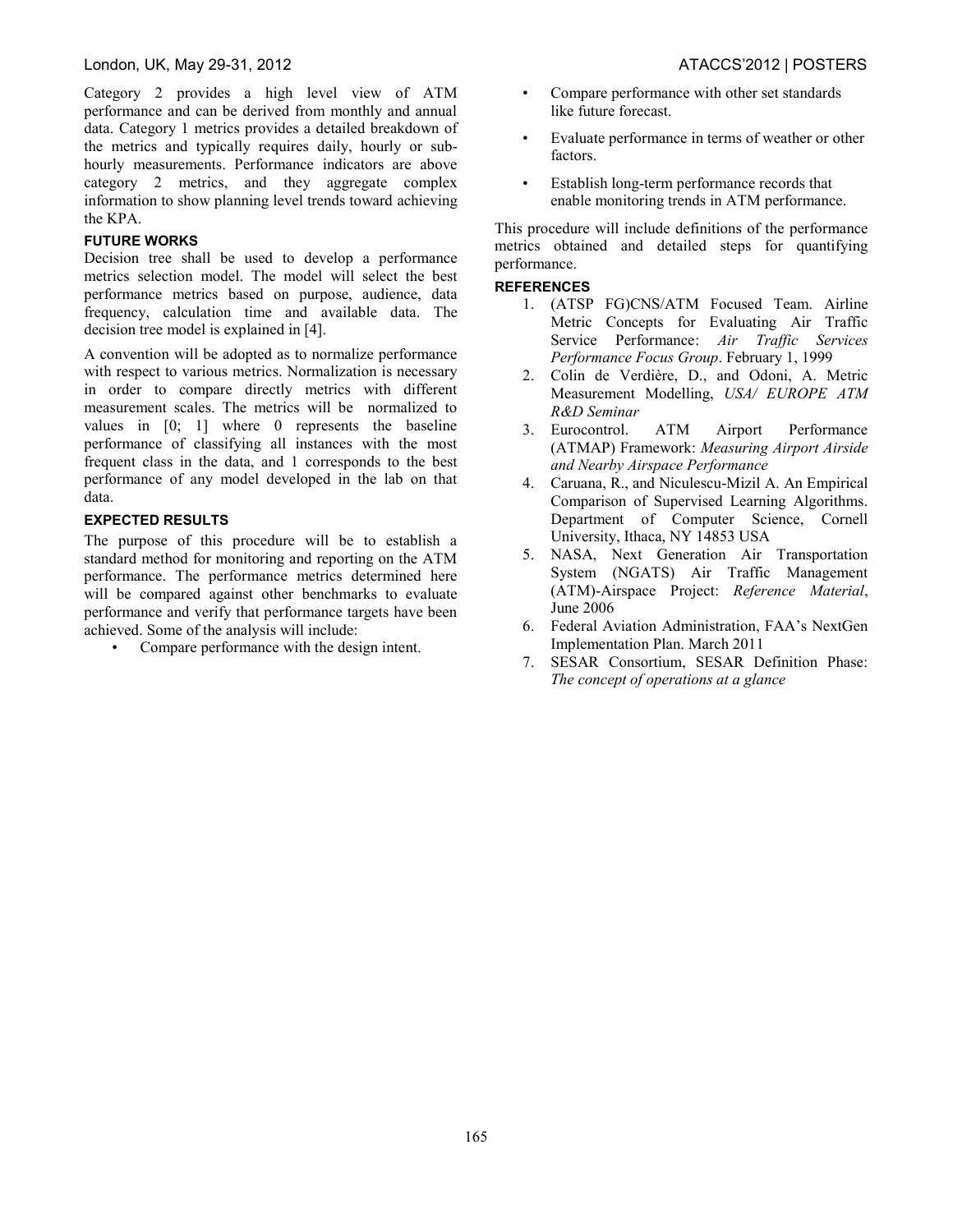Category 2 provides a high level view of ATM performance and can be derived from monthly and annual data. Category 1 metrics provides a detailed breakdown of the metrics and typically requires daily, hourly or sub-hourly measurements. Performance indicators are above category 2 metrics, and they aggregate complex information to show planning level trends toward achieving the KPA.

### FUTURE WORKS

Decision tree shall be used to develop a performance metrics selection model. The model will select the best performance metrics based on purpose, audience, data frequency, calculation time and available data. The decision tree model is explained in [4].

A convention will be adopted as to normalize performance with respect to various metrics. Normalization is necessary in order to compare directly metrics with different measurement scales. The metrics will be normalized to values in [0; 1] where 0 represents the baseline performance of classifying all instances with the most frequent class in the data, and 1 corresponds to the best performance of any model developed in the lab on that data.

### EXPECTED RESULTS

The purpose of this procedure will be to establish a standard method for monitoring and reporting on the ATM performance. The performance metrics determined here will be compared against other benchmarks to evaluate performance and verify that performance targets have been achieved. Some of the analysis will include:

- Compare performance with the design intent.
- Compare performance with other set standards like future forecast.
- Evaluate performance in terms of weather or other factors.
- Establish long-term performance records that enable monitoring trends in ATM performance.

This procedure will include definitions of the performance metrics obtained and detailed steps for quantifying performance.

### REFERENCES

1. (ATSP FG)CNS/ATM Focused Team. Airline Metric Concepts for Evaluating Air Traffic Service Performance: *Air Traffic Services Performance Focus Group*. February 1, 1999
2. Colin de Verdière, D., and Odoni, A. Metric Measurement Modelling, *USA/ EUROPE ATM R&D Seminar*
3. Eurocontrol. ATM Airport Performance (ATMAP) Framework: *Measuring Airport Airside and Nearby Airspace Performance*
4. Caruana, R., and Niculescu-Mizil A. An Empirical Comparison of Supervised Learning Algorithms. Department of Computer Science, Cornell University, Ithaca, NY 14853 USA
5. NASA, Next Generation Air Transportation System (NGATS) Air Traffic Management (ATM)-Airspace Project: *Reference Material*, June 2006
6. Federal Aviation Administration, FAA's NextGen Implementation Plan. March 2011
7. SESAR Consortium, SESAR Definition Phase: *The concept of operations at a glance*